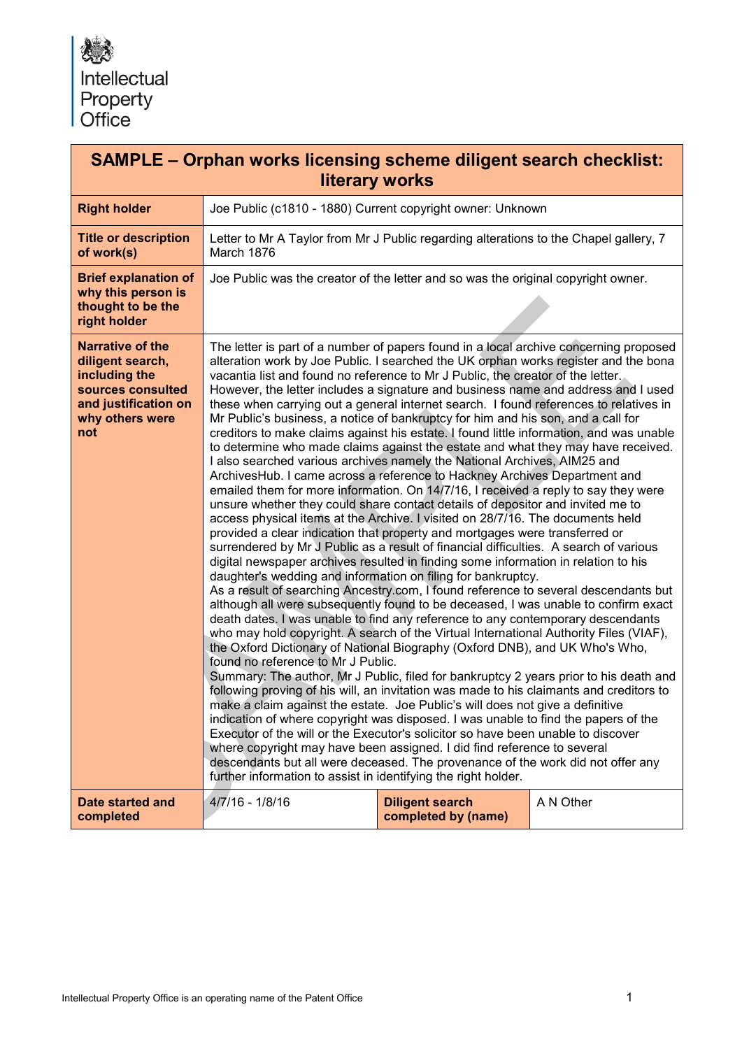Intellectual Property Office

| SAMPLE – Orphan works licensing scheme diligent search checklist: literary works | | | |
|---|---|---|---|
| **Right holder** | Joe Public (c1810 - 1880) Current copyright owner: Unknown | | |
| **Title or description of work(s)** | Letter to Mr A Taylor from Mr J Public regarding alterations to the Chapel gallery, 7 March 1876 | | |
| **Brief explanation of why this person is thought to be the right holder** | Joe Public was the creator of the letter and so was the original copyright owner. | | |
| **Narrative of the diligent search, including the sources consulted and justification on why others were not** | The letter is part of a number of papers found in a local archive concerning proposed alteration work by Joe Public. I searched the UK orphan works register and the bona vacantia list and found no reference to Mr J Public, the creator of the letter. However, the letter includes a signature and business name and address and I used these when carrying out a general internet search. I found references to relatives in Mr Public's business, a notice of bankruptcy for him and his son, and a call for creditors to make claims against his estate. I found little information, and was unable to determine who made claims against the estate and what they may have received. I also searched various archives namely the National Archives, AIM25 and ArchivesHub. I came across a reference to Hackney Archives Department and emailed them for more information. On 14/7/16, I received a reply to say they were unsure whether they could share contact details of depositor and invited me to access physical items at the Archive. I visited on 28/7/16. The documents held provided a clear indication that property and mortgages were transferred or surrendered by Mr J Public as a result of financial difficulties. A search of various digital newspaper archives resulted in finding some information in relation to his daughter's wedding and information on filing for bankruptcy.<br>As a result of searching Ancestry.com, I found reference to several descendants but although all were subsequently found to be deceased, I was unable to confirm exact death dates. I was unable to find any reference to any contemporary descendants who may hold copyright. A search of the Virtual International Authority Files (VIAF), the Oxford Dictionary of National Biography (Oxford DNB), and UK Who's Who, found no reference to Mr J Public.<br>Summary: The author, Mr J Public, filed for bankruptcy 2 years prior to his death and following proving of his will, an invitation was made to his claimants and creditors to make a claim against the estate. Joe Public's will does not give a definitive indication of where copyright was disposed. I was unable to find the papers of the Executor of the will or the Executor's solicitor so have been unable to discover where copyright may have been assigned. I did find reference to several descendants but all were deceased. The provenance of the work did not offer any further information to assist in identifying the right holder. | | |
| **Date started and completed** | 4/7/16 - 1/8/16 | **Diligent search completed by (name)** | A N Other |

Intellectual Property Office is an operating name of the Patent Office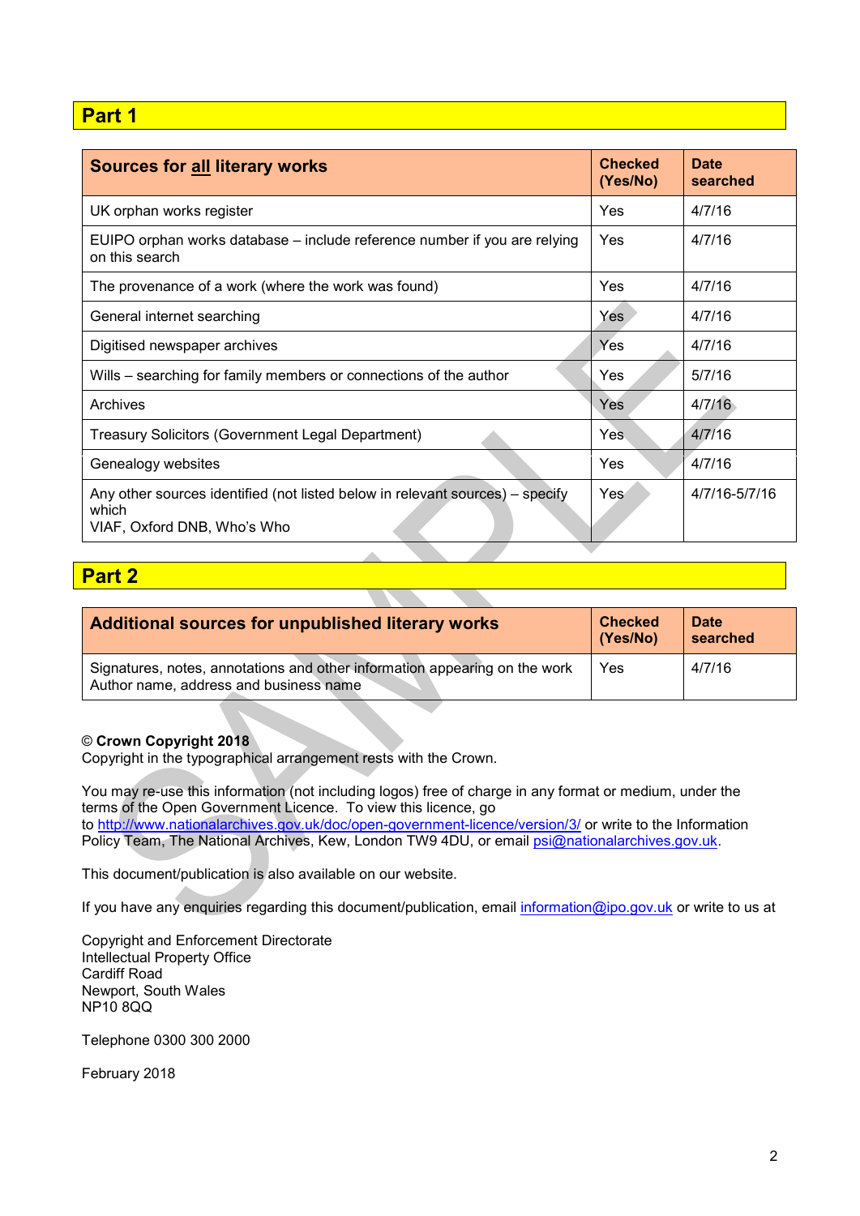## Part 1

| Sources for **all** literary works | Checked (Yes/No) | Date searched |
|---|---|---|
| UK orphan works register | Yes | 4/7/16 |
| EUIPO orphan works database – include reference number if you are relying on this search | Yes | 4/7/16 |
| The provenance of a work (where the work was found) | Yes | 4/7/16 |
| General internet searching | Yes | 4/7/16 |
| Digitised newspaper archives | Yes | 4/7/16 |
| Wills – searching for family members or connections of the author | Yes | 5/7/16 |
| Archives | Yes | 4/7/16 |
| Treasury Solicitors (Government Legal Department) | Yes | 4/7/16 |
| Genealogy websites | Yes | 4/7/16 |
| Any other sources identified (not listed below in relevant sources) – specify which<br>VIAF, Oxford DNB, Who's Who | Yes | 4/7/16-5/7/16 |

## Part 2

| Additional sources for unpublished literary works | Checked (Yes/No) | Date searched |
|---|---|---|
| Signatures, notes, annotations and other information appearing on the work<br>Author name, address and business name | Yes | 4/7/16 |

**© Crown Copyright 2018**
Copyright in the typographical arrangement rests with the Crown.

You may re-use this information (not including logos) free of charge in any format or medium, under the terms of the Open Government Licence. To view this licence, go to http://www.nationalarchives.gov.uk/doc/open-government-licence/version/3/ or write to the Information Policy Team, The National Archives, Kew, London TW9 4DU, or email psi@nationalarchives.gov.uk.

This document/publication is also available on our website.

If you have any enquiries regarding this document/publication, email information@ipo.gov.uk or write to us at

Copyright and Enforcement Directorate
Intellectual Property Office
Cardiff Road
Newport, South Wales
NP10 8QQ

Telephone 0300 300 2000

February 2018